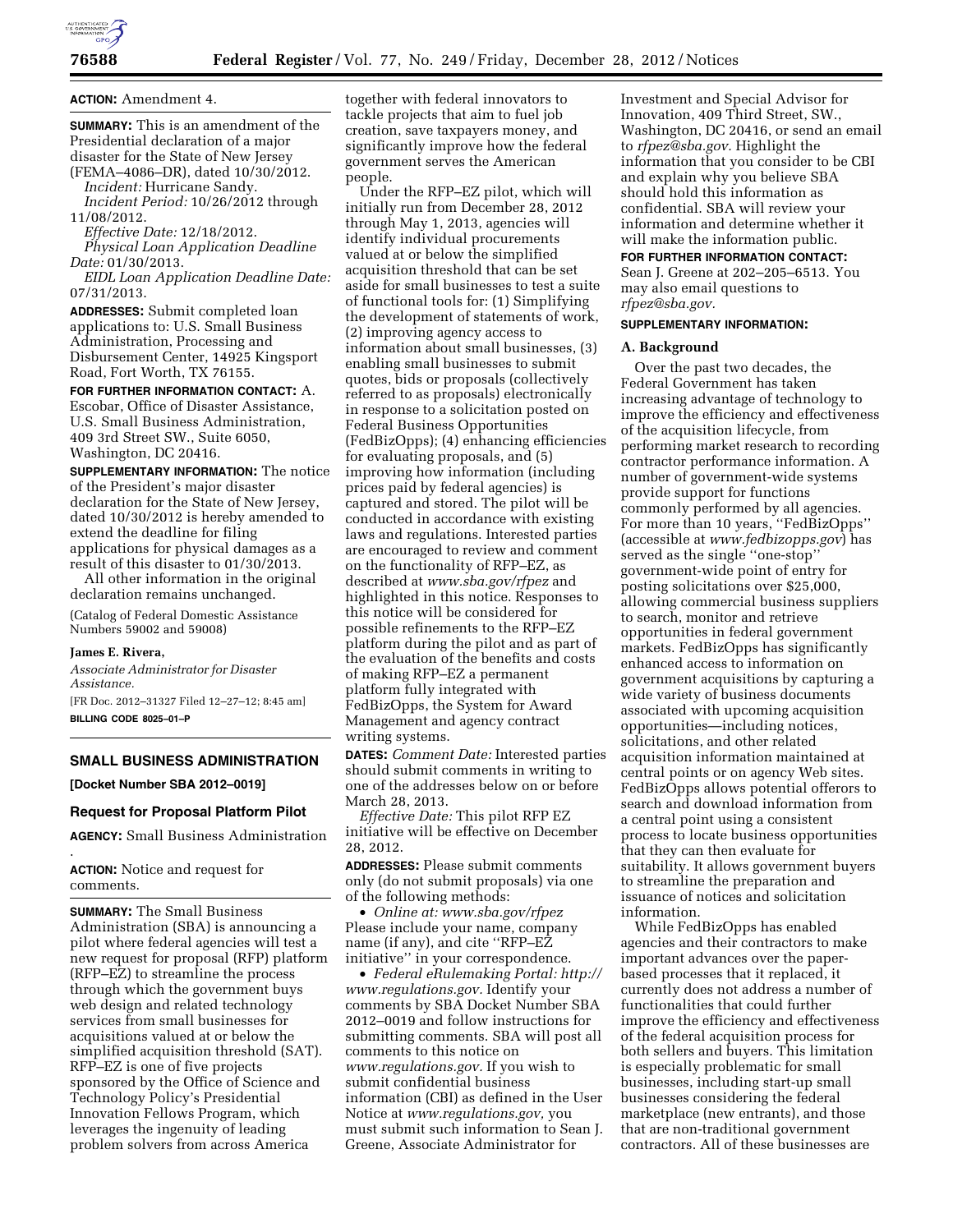**ACTION:** Amendment 4.

**SUMMARY:** This is an amendment of the Presidential declaration of a major disaster for the State of New Jersey (FEMA–4086–DR), dated 10/30/2012.

*Incident:* Hurricane Sandy.

*Incident Period:* 10/26/2012 through 11/08/2012.

*Effective Date:* 12/18/2012.

*Physical Loan Application Deadline Date:* 01/30/2013.

*EIDL Loan Application Deadline Date:* 07/31/2013.

**ADDRESSES:** Submit completed loan applications to: U.S. Small Business Administration, Processing and Disbursement Center, 14925 Kingsport Road, Fort Worth, TX 76155.

**FOR FURTHER INFORMATION CONTACT:** A. Escobar, Office of Disaster Assistance, U.S. Small Business Administration, 409 3rd Street SW., Suite 6050, Washington, DC 20416.

**SUPPLEMENTARY INFORMATION:** The notice of the President's major disaster declaration for the State of New Jersey, dated 10/30/2012 is hereby amended to extend the deadline for filing applications for physical damages as a result of this disaster to 01/30/2013.

All other information in the original declaration remains unchanged.

(Catalog of Federal Domestic Assistance Numbers 59002 and 59008)

**James E. Rivera,**

*Associate Administrator for Disaster Assistance.*

[FR Doc. 2012–31327 Filed 12–27–12; 8:45 am]

**BILLING CODE 8025–01–P**

## SMALL BUSINESS ADMINISTRATION

**[Docket Number SBA 2012–0019]**

### Request for Proposal Platform Pilot

**AGENCY:** Small Business Administration.

**ACTION:** Notice and request for comments.

**SUMMARY:** The Small Business Administration (SBA) is announcing a pilot where federal agencies will test a new request for proposal (RFP) platform (RFP–EZ) to streamline the process through which the government buys web design and related technology services from small businesses for acquisitions valued at or below the simplified acquisition threshold (SAT). RFP–EZ is one of five projects sponsored by the Office of Science and Technology Policy's Presidential Innovation Fellows Program, which leverages the ingenuity of leading problem solvers from across America together with federal innovators to tackle projects that aim to fuel job creation, save taxpayers money, and significantly improve how the federal government serves the American people.

Under the RFP–EZ pilot, which will initially run from December 28, 2012 through May 1, 2013, agencies will identify individual procurements valued at or below the simplified acquisition threshold that can be set aside for small businesses to test a suite of functional tools for: (1) Simplifying the development of statements of work, (2) improving agency access to information about small businesses, (3) enabling small businesses to submit quotes, bids or proposals (collectively referred to as proposals) electronically in response to a solicitation posted on Federal Business Opportunities (FedBizOpps); (4) enhancing efficiencies for evaluating proposals, and (5) improving how information (including prices paid by federal agencies) is captured and stored. The pilot will be conducted in accordance with existing laws and regulations. Interested parties are encouraged to review and comment on the functionality of RFP–EZ, as described at *www.sba.gov/rfpez* and highlighted in this notice. Responses to this notice will be considered for possible refinements to the RFP–EZ platform during the pilot and as part of the evaluation of the benefits and costs of making RFP–EZ a permanent platform fully integrated with FedBizOpps, the System for Award Management and agency contract writing systems.

**DATES:** *Comment Date:* Interested parties should submit comments in writing to one of the addresses below on or before March 28, 2013.

*Effective Date:* This pilot RFP EZ initiative will be effective on December 28, 2012.

**ADDRESSES:** Please submit comments only (do not submit proposals) via one of the following methods:

- *Online at: www.sba.gov/rfpez* Please include your name, company name (if any), and cite "RFP–EZ initiative" in your correspondence.
- *Federal eRulemaking Portal: http://www.regulations.gov.* Identify your comments by SBA Docket Number SBA 2012–0019 and follow instructions for submitting comments. SBA will post all comments to this notice on *www.regulations.gov.* If you wish to submit confidential business information (CBI) as defined in the User Notice at *www.regulations.gov,* you must submit such information to Sean J. Greene, Associate Administrator for Investment and Special Advisor for Innovation, 409 Third Street, SW., Washington, DC 20416, or send an email to *rfpez@sba.gov.* Highlight the information that you consider to be CBI and explain why you believe SBA should hold this information as confidential. SBA will review your information and determine whether it will make the information public.

**FOR FURTHER INFORMATION CONTACT:** Sean J. Greene at 202–205–6513. You may also email questions to *rfpez@sba.gov.*

**SUPPLEMENTARY INFORMATION:**

**A. Background**

Over the past two decades, the Federal Government has taken increasing advantage of technology to improve the efficiency and effectiveness of the acquisition lifecycle, from performing market research to recording contractor performance information. A number of government-wide systems provide support for functions commonly performed by all agencies. For more than 10 years, "FedBizOpps" (accessible at *www.fedbizopps.gov*) has served as the single "one-stop" government-wide point of entry for posting solicitations over $25,000, allowing commercial business suppliers to search, monitor and retrieve opportunities in federal government markets. FedBizOpps has significantly enhanced access to information on government acquisitions by capturing a wide variety of business documents associated with upcoming acquisition opportunities—including notices, solicitations, and other related acquisition information maintained at central points or on agency Web sites. FedBizOpps allows potential offerors to search and download information from a central point using a consistent process to locate business opportunities that they can then evaluate for suitability. It allows government buyers to streamline the preparation and issuance of notices and solicitation information.

While FedBizOpps has enabled agencies and their contractors to make important advances over the paper-based processes that it replaced, it currently does not address a number of functionalities that could further improve the efficiency and effectiveness of the federal acquisition process for both sellers and buyers. This limitation is especially problematic for small businesses, including start-up small businesses considering the federal marketplace (new entrants), and those that are non-traditional government contractors. All of these businesses are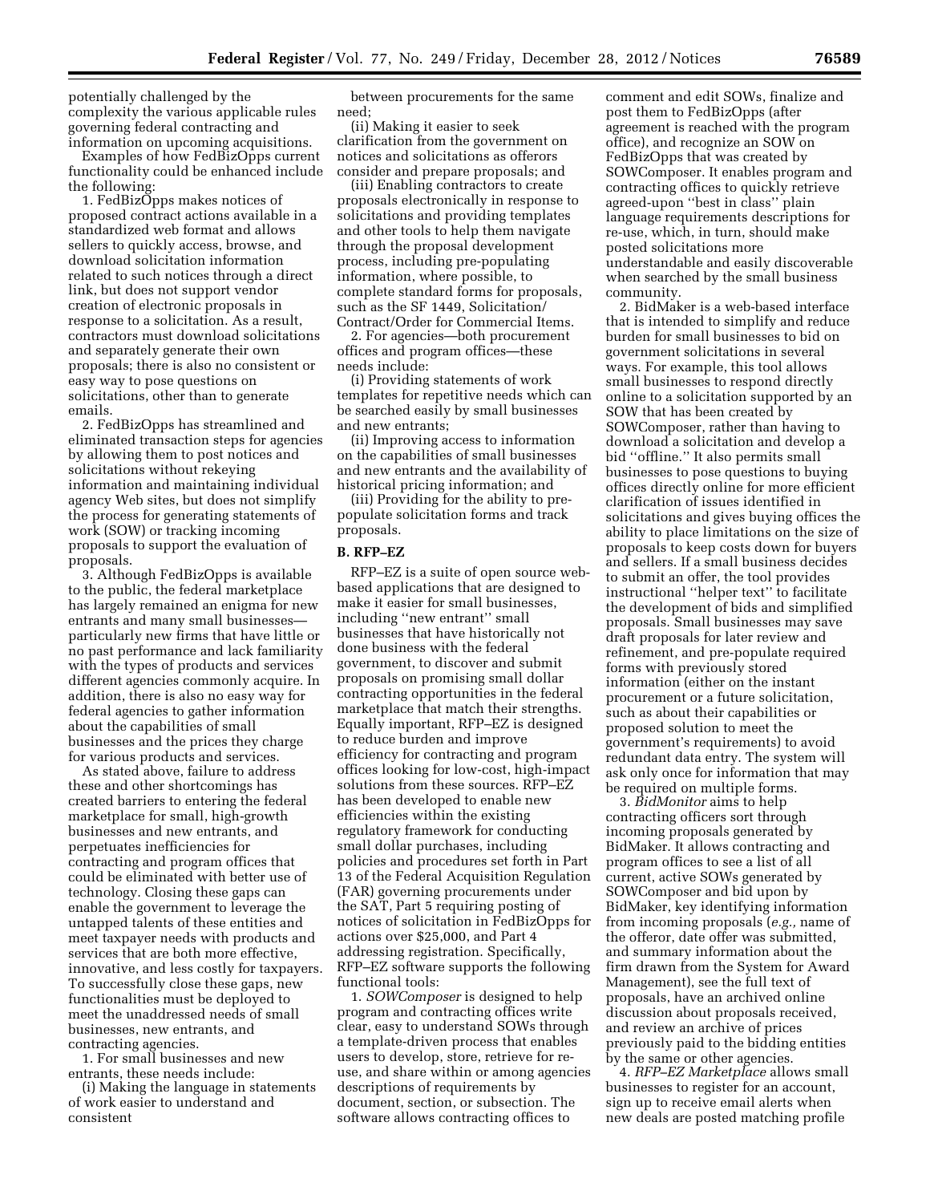potentially challenged by the complexity the various applicable rules governing federal contracting and information on upcoming acquisitions.

Examples of how FedBizOpps current functionality could be enhanced include the following:

1. FedBizOpps makes notices of proposed contract actions available in a standardized web format and allows sellers to quickly access, browse, and download solicitation information related to such notices through a direct link, but does not support vendor creation of electronic proposals in response to a solicitation. As a result, contractors must download solicitations and separately generate their own proposals; there is also no consistent or easy way to pose questions on solicitations, other than to generate emails.

2. FedBizOpps has streamlined and eliminated transaction steps for agencies by allowing them to post notices and solicitations without rekeying information and maintaining individual agency Web sites, but does not simplify the process for generating statements of work (SOW) or tracking incoming proposals to support the evaluation of proposals.

3. Although FedBizOpps is available to the public, the federal marketplace has largely remained an enigma for new entrants and many small businesses—particularly new firms that have little or no past performance and lack familiarity with the types of products and services different agencies commonly acquire. In addition, there is also no easy way for federal agencies to gather information about the capabilities of small businesses and the prices they charge for various products and services.

As stated above, failure to address these and other shortcomings has created barriers to entering the federal marketplace for small, high-growth businesses and new entrants, and perpetuates inefficiencies for contracting and program offices that could be eliminated with better use of technology. Closing these gaps can enable the government to leverage the untapped talents of these entities and meet taxpayer needs with products and services that are both more effective, innovative, and less costly for taxpayers. To successfully close these gaps, new functionalities must be deployed to meet the unaddressed needs of small businesses, new entrants, and contracting agencies.

1. For small businesses and new entrants, these needs include:

(i) Making the language in statements of work easier to understand and consistent between procurements for the same need;

(ii) Making it easier to seek clarification from the government on notices and solicitations as offerors consider and prepare proposals; and

(iii) Enabling contractors to create proposals electronically in response to solicitations and providing templates and other tools to help them navigate through the proposal development process, including pre-populating information, where possible, to complete standard forms for proposals, such as the SF 1449, Solicitation/Contract/Order for Commercial Items.

2. For agencies—both procurement offices and program offices—these needs include:

(i) Providing statements of work templates for repetitive needs which can be searched easily by small businesses and new entrants;

(ii) Improving access to information on the capabilities of small businesses and new entrants and the availability of historical pricing information; and

(iii) Providing for the ability to pre-populate solicitation forms and track proposals.

**B. RFP–EZ**

RFP–EZ is a suite of open source web-based applications that are designed to make it easier for small businesses, including ''new entrant'' small businesses that have historically not done business with the federal government, to discover and submit proposals on promising small dollar contracting opportunities in the federal marketplace that match their strengths. Equally important, RFP–EZ is designed to reduce burden and improve efficiency for contracting and program offices looking for low-cost, high-impact solutions from these sources. RFP–EZ has been developed to enable new efficiencies within the existing regulatory framework for conducting small dollar purchases, including policies and procedures set forth in Part 13 of the Federal Acquisition Regulation (FAR) governing procurements under the SAT, Part 5 requiring posting of notices of solicitation in FedBizOpps for actions over $25,000, and Part 4 addressing registration. Specifically, RFP–EZ software supports the following functional tools:

1. *SOWComposer* is designed to help program and contracting offices write clear, easy to understand SOWs through a template-driven process that enables users to develop, store, retrieve for re-use, and share within or among agencies descriptions of requirements by document, section, or subsection. The software allows contracting offices to comment and edit SOWs, finalize and post them to FedBizOpps (after agreement is reached with the program office), and recognize an SOW on FedBizOpps that was created by SOWComposer. It enables program and contracting offices to quickly retrieve agreed-upon ''best in class'' plain language requirements descriptions for re-use, which, in turn, should make posted solicitations more understandable and easily discoverable when searched by the small business community.

2. BidMaker is a web-based interface that is intended to simplify and reduce burden for small businesses to bid on government solicitations in several ways. For example, this tool allows small businesses to respond directly online to a solicitation supported by an SOW that has been created by SOWComposer, rather than having to download a solicitation and develop a bid ''offline.'' It also permits small businesses to pose questions to buying offices directly online for more efficient clarification of issues identified in solicitations and gives buying offices the ability to place limitations on the size of proposals to keep costs down for buyers and sellers. If a small business decides to submit an offer, the tool provides instructional ''helper text'' to facilitate the development of bids and simplified proposals. Small businesses may save draft proposals for later review and refinement, and pre-populate required forms with previously stored information (either on the instant procurement or a future solicitation, such as about their capabilities or proposed solution to meet the government's requirements) to avoid redundant data entry. The system will ask only once for information that may be required on multiple forms.

3. *BidMonitor* aims to help contracting officers sort through incoming proposals generated by BidMaker. It allows contracting and program offices to see a list of all current, active SOWs generated by SOWComposer and bid upon by BidMaker, key identifying information from incoming proposals (*e.g.,* name of the offeror, date offer was submitted, and summary information about the firm drawn from the System for Award Management), see the full text of proposals, have an archived online discussion about proposals received, and review an archive of prices previously paid to the bidding entities by the same or other agencies.

4. *RFP–EZ Marketplace* allows small businesses to register for an account, sign up to receive email alerts when new deals are posted matching profile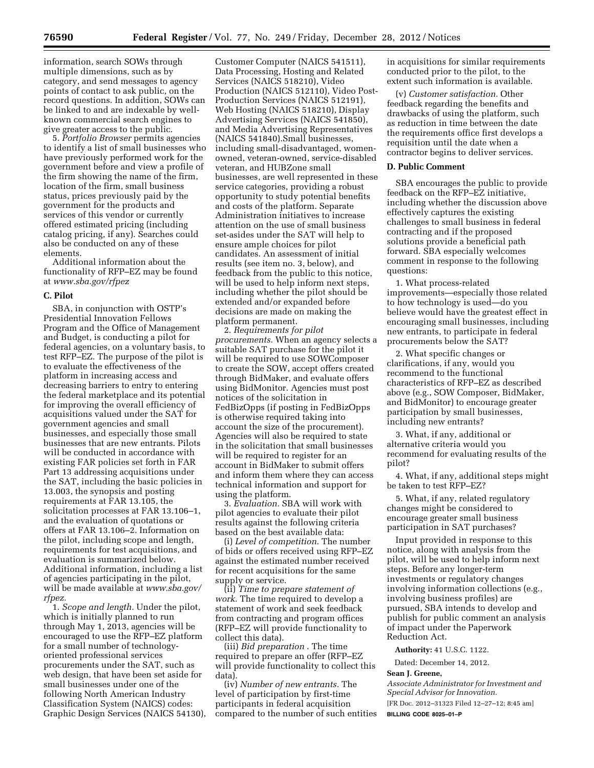information, search SOWs through multiple dimensions, such as by category, and send messages to agency points of contact to ask public, on the record questions. In addition, SOWs can be linked to and are indexable by well-known commercial search engines to give greater access to the public.

5. *Portfolio Browser* permits agencies to identify a list of small businesses who have previously performed work for the government before and view a profile of the firm showing the name of the firm, location of the firm, small business status, prices previously paid by the government for the products and services of this vendor or currently offered estimated pricing (including catalog pricing, if any). Searches could also be conducted on any of these elements.

Additional information about the functionality of RFP–EZ may be found at *www.sba.gov/rfpez*

## C. Pilot

SBA, in conjunction with OSTP's Presidential Innovation Fellows Program and the Office of Management and Budget, is conducting a pilot for federal agencies, on a voluntary basis, to test RFP–EZ. The purpose of the pilot is to evaluate the effectiveness of the platform in increasing access and decreasing barriers to entry to entering the federal marketplace and its potential for improving the overall efficiency of acquisitions valued under the SAT for government agencies and small businesses, and especially those small businesses that are new entrants. Pilots will be conducted in accordance with existing FAR policies set forth in FAR Part 13 addressing acquisitions under the SAT, including the basic policies in 13.003, the synopsis and posting requirements at FAR 13.105, the solicitation processes at FAR 13.106–1, and the evaluation of quotations or offers at FAR 13.106–2. Information on the pilot, including scope and length, requirements for test acquisitions, and evaluation is summarized below. Additional information, including a list of agencies participating in the pilot, will be made available at *www.sba.gov/rfpez.*

1. *Scope and length.* Under the pilot, which is initially planned to run through May 1, 2013, agencies will be encouraged to use the RFP–EZ platform for a small number of technology-oriented professional services procurements under the SAT, such as web design, that have been set aside for small businesses under one of the following North American Industry Classification System (NAICS) codes: Graphic Design Services (NAICS 54130), Customer Computer (NAICS 541511), Data Processing, Hosting and Related Services (NAICS 518210), Video Production (NAICS 512110), Video Post-Production Services (NAICS 512191), Web Hosting (NAICS 518210), Display Advertising Services (NAICS 541850), and Media Advertising Representatives (NAICS 541840).Small businesses, including small-disadvantaged, women-owned, veteran-owned, service-disabled veteran, and HUBZone small businesses, are well represented in these service categories, providing a robust opportunity to study potential benefits and costs of the platform. Separate Administration initiatives to increase attention on the use of small business set-asides under the SAT will help to ensure ample choices for pilot candidates. An assessment of initial results (see item no. 3, below), and feedback from the public to this notice, will be used to help inform next steps, including whether the pilot should be extended and/or expanded before decisions are made on making the platform permanent.

2. *Requirements for pilot procurements.* When an agency selects a suitable SAT purchase for the pilot it will be required to use SOWComposer to create the SOW, accept offers created through BidMaker, and evaluate offers using BidMonitor. Agencies must post notices of the solicitation in FedBizOpps (if posting in FedBizOpps is otherwise required taking into account the size of the procurement). Agencies will also be required to state in the solicitation that small businesses will be required to register for an account in BidMaker to submit offers and inform them where they can access technical information and support for using the platform.

3. *Evaluation.* SBA will work with pilot agencies to evaluate their pilot results against the following criteria based on the best available data:

(i) *Level of competition.* The number of bids or offers received using RFP–EZ against the estimated number received for recent acquisitions for the same supply or service.

(ii) *Time to prepare statement of work.* The time required to develop a statement of work and seek feedback from contracting and program offices (RFP–EZ will provide functionality to collect this data).

(iii) *Bid preparation* . The time required to prepare an offer (RFP–EZ will provide functionality to collect this data).

(iv) *Number of new entrants.* The level of participation by first-time participants in federal acquisition compared to the number of such entities in acquisitions for similar requirements conducted prior to the pilot, to the extent such information is available.

(v) *Customer satisfaction.* Other feedback regarding the benefits and drawbacks of using the platform, such as reduction in time between the date the requirements office first develops a requisition until the date when a contractor begins to deliver services.

## D. Public Comment

SBA encourages the public to provide feedback on the RFP–EZ initiative, including whether the discussion above effectively captures the existing challenges to small business in federal contracting and if the proposed solutions provide a beneficial path forward. SBA especially welcomes comment in response to the following questions:

1. What process-related improvements—especially those related to how technology is used—do you believe would have the greatest effect in encouraging small businesses, including new entrants, to participate in federal procurements below the SAT?

2. What specific changes or clarifications, if any, would you recommend to the functional characteristics of RFP–EZ as described above (e.g., SOW Composer, BidMaker, and BidMonitor) to encourage greater participation by small businesses, including new entrants?

3. What, if any, additional or alternative criteria would you recommend for evaluating results of the pilot?

4. What, if any, additional steps might be taken to test RFP–EZ?

5. What, if any, related regulatory changes might be considered to encourage greater small business participation in SAT purchases?

Input provided in response to this notice, along with analysis from the pilot, will be used to help inform next steps. Before any longer-term investments or regulatory changes involving information collections (e.g., involving business profiles) are pursued, SBA intends to develop and publish for public comment an analysis of impact under the Paperwork Reduction Act.

**Authority:** 41 U.S.C. 1122.

Dated: December 14, 2012.

**Sean J. Greene,**

*Associate Administrator for Investment and Special Advisor for Innovation.*

[FR Doc. 2012–31323 Filed 12–27–12; 8:45 am]

**BILLING CODE 8025–01–P**